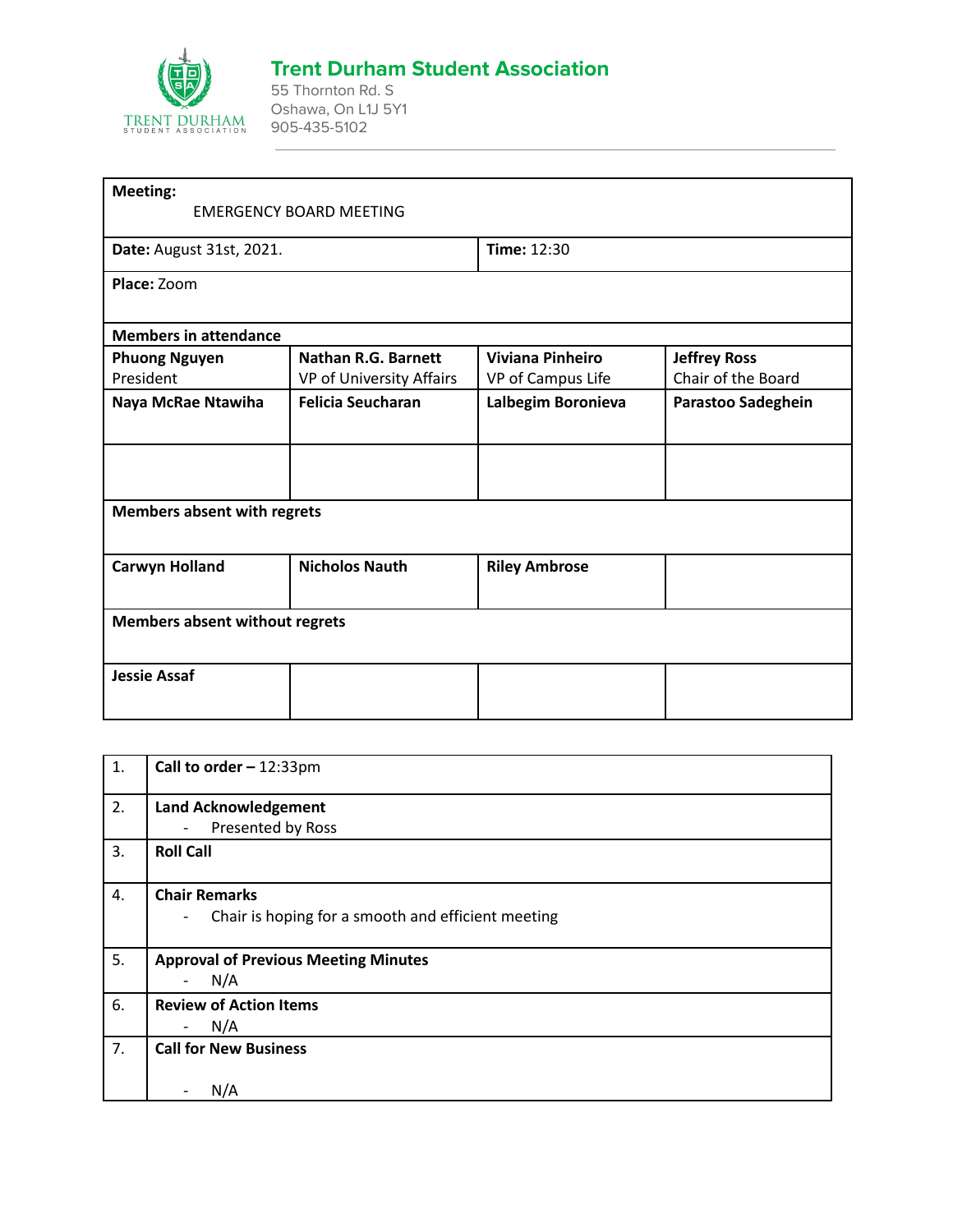# Trent Durham Student Association

55 Thornton Rd. S
Oshawa, On L1J 5Y1
905-435-5102

| **Meeting:** EMERGENCY BOARD MEETING | | | |
|---|---|---|---|
| **Date:** August 31st, 2021. | | **Time:** 12:30 | |
| **Place:** Zoom | | | |
| **Members in attendance** | | | |
| **Phuong Nguyen** President | **Nathan R.G. Barnett** VP of University Affairs | **Viviana Pinheiro** VP of Campus Life | **Jeffrey Ross** Chair of the Board |
| **Naya McRae Ntawiha** | **Felicia Seucharan** | **Lalbegim Boronieva** | **Parastoo Sadeghein** |
| | | | |
| **Members absent with regrets** | | | |
| **Carwyn Holland** | **Nicholos Nauth** | **Riley Ambrose** | |
| **Members absent without regrets** | | | |
| **Jessie Assaf** | | | |

| | |
|---|---|
| 1. | **Call to order –** 12:33pm |
| 2. | **Land Acknowledgement**<br>- Presented by Ross |
| 3. | **Roll Call** |
| 4. | **Chair Remarks**<br>- Chair is hoping for a smooth and efficient meeting |
| 5. | **Approval of Previous Meeting Minutes**<br>- N/A |
| 6. | **Review of Action Items**<br>- N/A |
| 7. | **Call for New Business**<br>- N/A |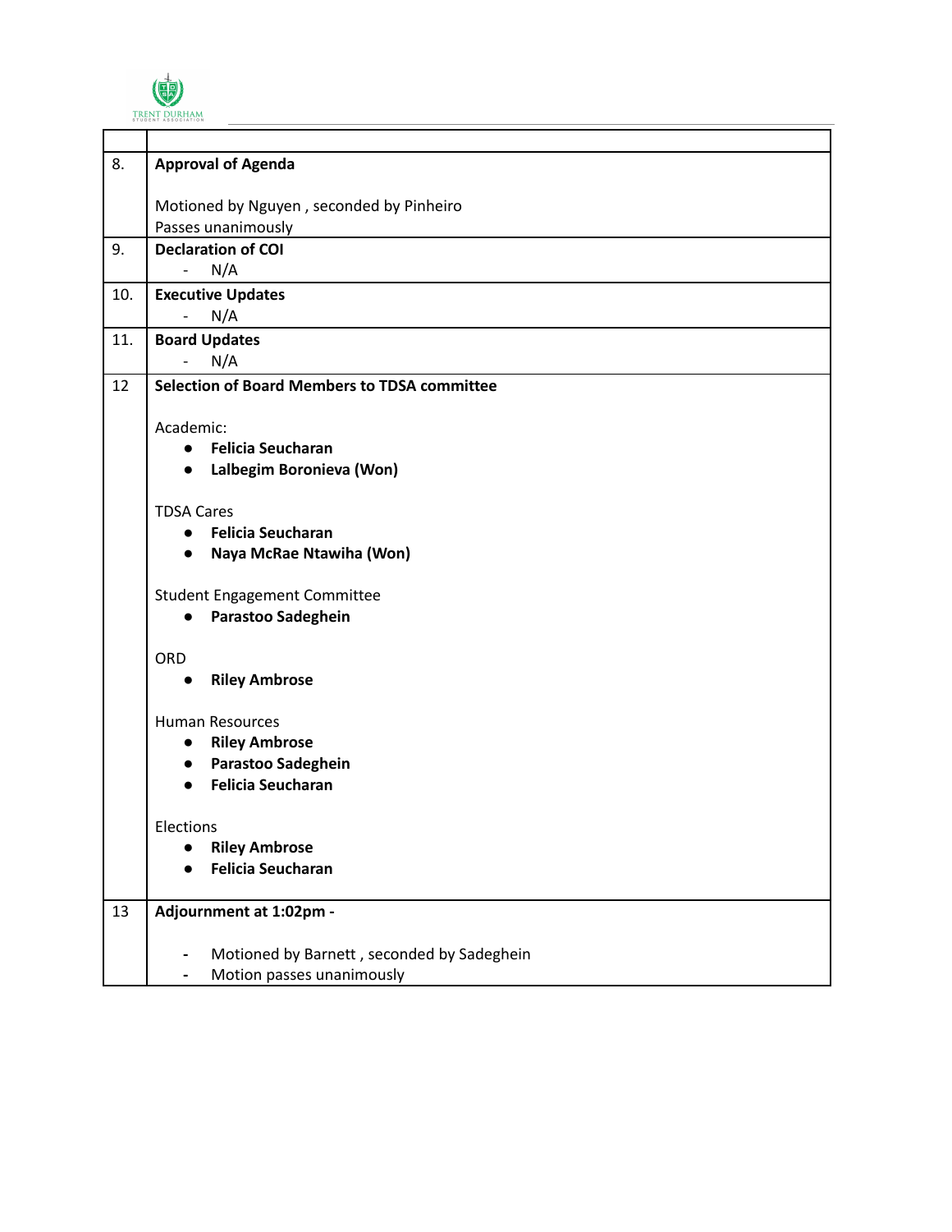| | |
|---|---|
| 8. | **Approval of Agenda**<br><br>Motioned by Nguyen , seconded by Pinheiro<br>Passes unanimously |
| 9. | **Declaration of COI**<br>- N/A |
| 10. | **Executive Updates**<br>- N/A |
| 11. | **Board Updates**<br>- N/A |
| 12 | **Selection of Board Members to TDSA committee**<br><br>Academic:<br>• **Felicia Seucharan**<br>• **Lalbegim Boronieva (Won)**<br><br>TDSA Cares<br>• **Felicia Seucharan**<br>• **Naya McRae Ntawiha (Won)**<br><br>Student Engagement Committee<br>• **Parastoo Sadeghein**<br><br>ORD<br>• **Riley Ambrose**<br><br>Human Resources<br>• **Riley Ambrose**<br>• **Parastoo Sadeghein**<br>• **Felicia Seucharan**<br><br>Elections<br>• **Riley Ambrose**<br>• **Felicia Seucharan** |
| 13 | **Adjournment at 1:02pm -**<br><br>- Motioned by Barnett , seconded by Sadeghein<br>- Motion passes unanimously |